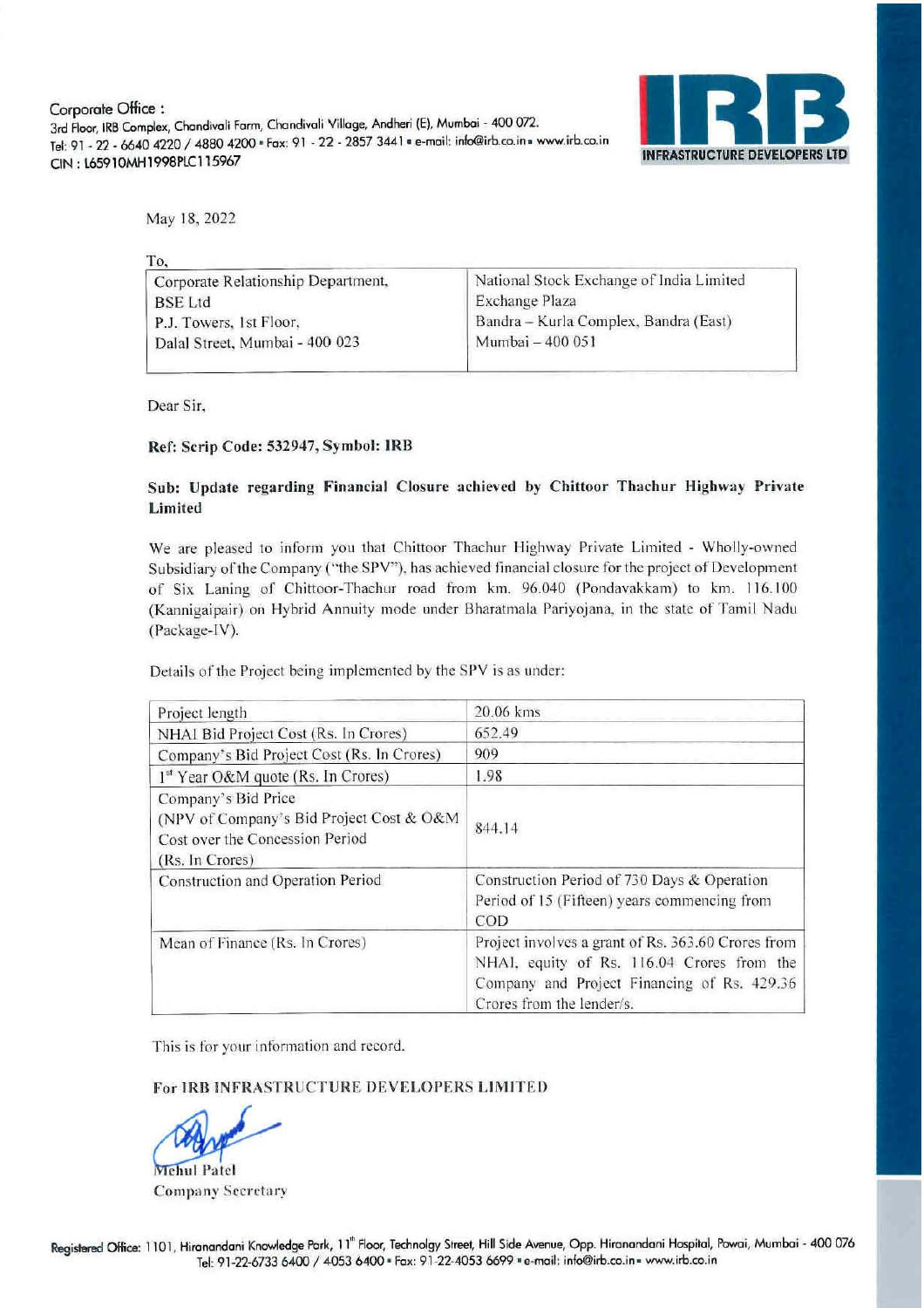Corporate Office :
3rd Floor, IRB Complex, Chandivali Farm, Chandivali Village, Andheri (E), Mumbai - 400 072.
Tel: 91 - 22 - 6640 4220 / 4880 4200 • Fax: 91 - 22 - 2857 3441 • e-mail: info@irb.co.in • www.irb.co.in
CIN : L65910MH1998PLC115967

IRB INFRASTRUCTURE DEVELOPERS LTD

May 18, 2022

To,

| Corporate Relationship Department, BSE Ltd P.J. Towers, 1st Floor, Dalal Street, Mumbai - 400 023 | National Stock Exchange of India Limited Exchange Plaza Bandra – Kurla Complex, Bandra (East) Mumbai – 400 051 |
|---|---|

Dear Sir,

**Ref: Scrip Code: 532947, Symbol: IRB**

**Sub: Update regarding Financial Closure achieved by Chittoor Thachur Highway Private Limited**

We are pleased to inform you that Chittoor Thachur Highway Private Limited - Wholly-owned Subsidiary of the Company ("the SPV"), has achieved financial closure for the project of Development of Six Laning of Chittoor-Thachur road from km. 96.040 (Pondavakkam) to km. 116.100 (Kannigaipair) on Hybrid Annuity mode under Bharatmala Pariyojana, in the state of Tamil Nadu (Package-IV).

Details of the Project being implemented by the SPV is as under:

| Project length | 20.06 kms |
|---|---|
| NHAI Bid Project Cost (Rs. In Crores) | 652.49 |
| Company's Bid Project Cost (Rs. In Crores) | 909 |
| 1st Year O&M quote (Rs. In Crores) | 1.98 |
| Company's Bid Price (NPV of Company's Bid Project Cost & O&M Cost over the Concession Period (Rs. In Crores) | 844.14 |
| Construction and Operation Period | Construction Period of 730 Days & Operation Period of 15 (Fifteen) years commencing from COD |
| Mean of Finance (Rs. In Crores) | Project involves a grant of Rs. 363.60 Crores from NHAI, equity of Rs. 116.04 Crores from the Company and Project Financing of Rs. 429.36 Crores from the lender/s. |

This is for your information and record.

**For IRB INFRASTRUCTURE DEVELOPERS LIMITED**

Mehul Patel
Company Secretary

Registered Office: 1101, Hiranandani Knowledge Park, 11th Floor, Technolgy Street, Hill Side Avenue, Opp. Hiranandani Hospital, Powai, Mumbai - 400 076
Tel: 91-22-6733 6400 / 4053 6400 • Fax: 91-22-4053 6699 • e-mail: info@irb.co.in • www.irb.co.in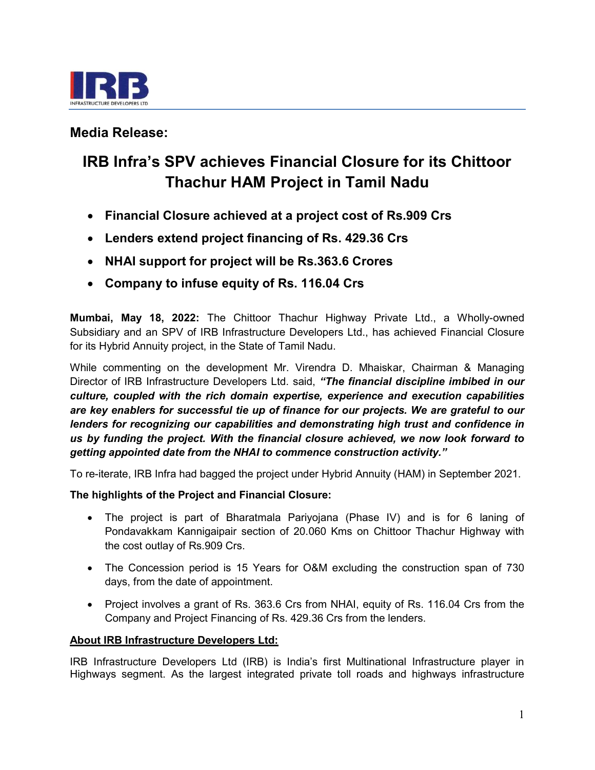## Media Release:

# IRB Infra's SPV achieves Financial Closure for its Chittoor Thachur HAM Project in Tamil Nadu

- **Financial Closure achieved at a project cost of Rs.909 Crs**
- **Lenders extend project financing of Rs. 429.36 Crs**
- **NHAI support for project will be Rs.363.6 Crores**
- **Company to infuse equity of Rs. 116.04 Crs**

**Mumbai, May 18, 2022:** The Chittoor Thachur Highway Private Ltd., a Wholly-owned Subsidiary and an SPV of IRB Infrastructure Developers Ltd., has achieved Financial Closure for its Hybrid Annuity project, in the State of Tamil Nadu.

While commenting on the development Mr. Virendra D. Mhaiskar, Chairman & Managing Director of IRB Infrastructure Developers Ltd. said, ***"The financial discipline imbibed in our culture, coupled with the rich domain expertise, experience and execution capabilities are key enablers for successful tie up of finance for our projects. We are grateful to our lenders for recognizing our capabilities and demonstrating high trust and confidence in us by funding the project. With the financial closure achieved, we now look forward to getting appointed date from the NHAI to commence construction activity."***

To re-iterate, IRB Infra had bagged the project under Hybrid Annuity (HAM) in September 2021.

**The highlights of the Project and Financial Closure:**

- The project is part of Bharatmala Pariyojana (Phase IV) and is for 6 laning of Pondavakkam Kannigaipair section of 20.060 Kms on Chittoor Thachur Highway with the cost outlay of Rs.909 Crs.
- The Concession period is 15 Years for O&M excluding the construction span of 730 days, from the date of appointment.
- Project involves a grant of Rs. 363.6 Crs from NHAI, equity of Rs. 116.04 Crs from the Company and Project Financing of Rs. 429.36 Crs from the lenders.

**About IRB Infrastructure Developers Ltd:**

IRB Infrastructure Developers Ltd (IRB) is India's first Multinational Infrastructure player in Highways segment. As the largest integrated private toll roads and highways infrastructure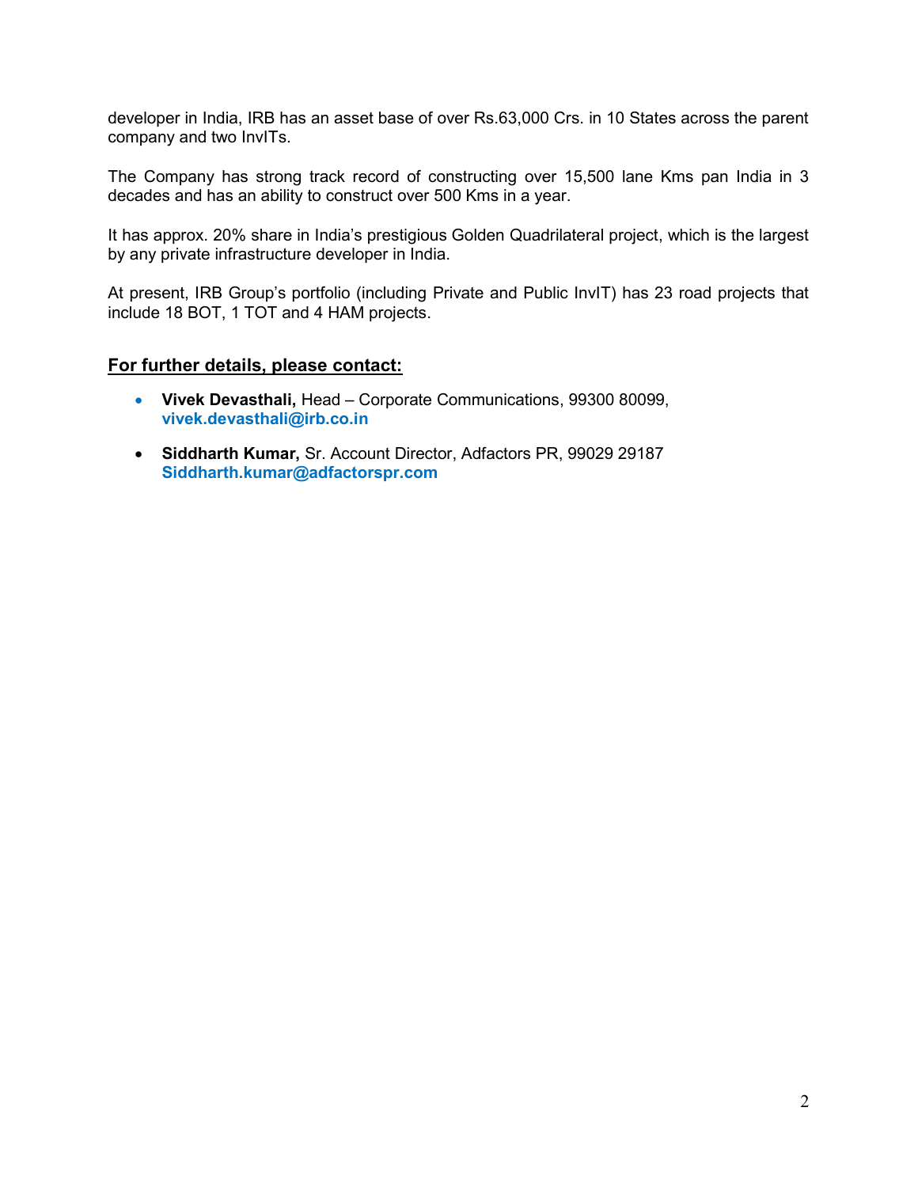developer in India, IRB has an asset base of over Rs.63,000 Crs. in 10 States across the parent company and two InvITs.

The Company has strong track record of constructing over 15,500 lane Kms pan India in 3 decades and has an ability to construct over 500 Kms in a year.

It has approx. 20% share in India's prestigious Golden Quadrilateral project, which is the largest by any private infrastructure developer in India.

At present, IRB Group's portfolio (including Private and Public InvIT) has 23 road projects that include 18 BOT, 1 TOT and 4 HAM projects.

## For further details, please contact:

- **Vivek Devasthali,** Head – Corporate Communications, 99300 80099, **vivek.devasthali@irb.co.in**
- **Siddharth Kumar,** Sr. Account Director, Adfactors PR, 99029 29187 **Siddharth.kumar@adfactorspr.com**